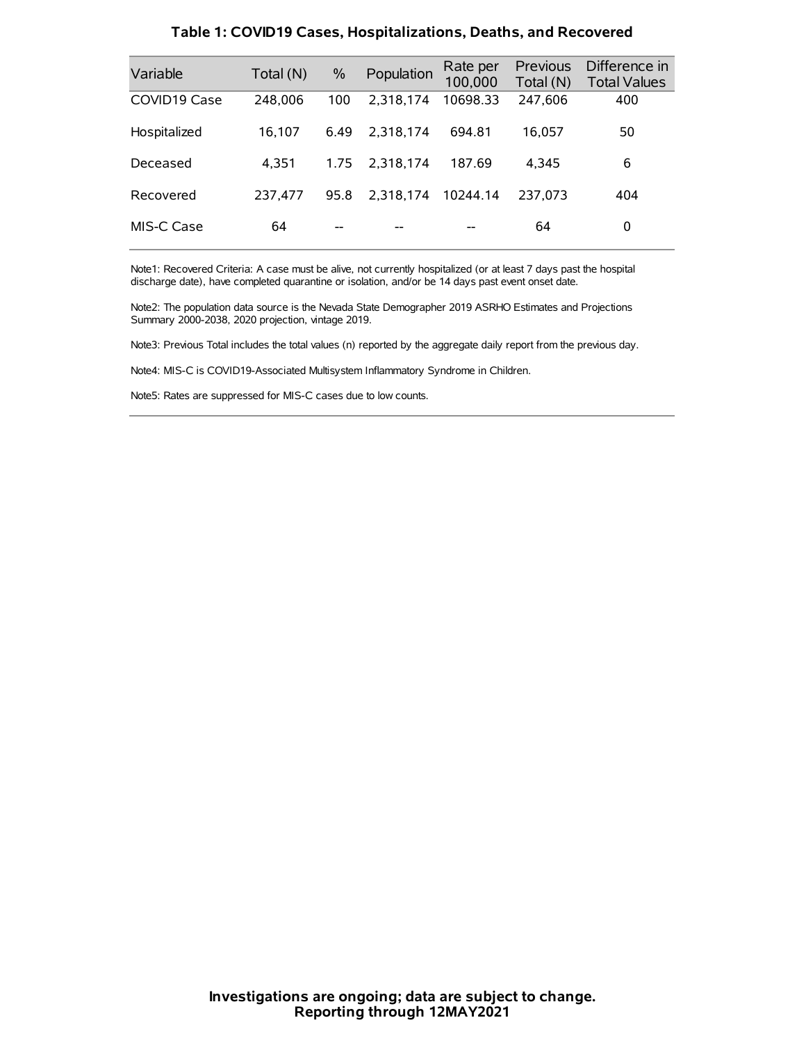### Table 1: COVID19 Cases, Hospitalizations, Deaths, and Recovered

| Variable | Total (N) | % | Population | Rate per 100,000 | Previous Total (N) | Difference in Total Values |
|---|---|---|---|---|---|---|
| COVID19 Case | 248,006 | 100 | 2,318,174 | 10698.33 | 247,606 | 400 |
| Hospitalized | 16,107 | 6.49 | 2,318,174 | 694.81 | 16,057 | 50 |
| Deceased | 4,351 | 1.75 | 2,318,174 | 187.69 | 4,345 | 6 |
| Recovered | 237,477 | 95.8 | 2,318,174 | 10244.14 | 237,073 | 404 |
| MIS-C Case | 64 | -- | -- | -- | 64 | 0 |

Note1: Recovered Criteria: A case must be alive, not currently hospitalized (or at least 7 days past the hospital discharge date), have completed quarantine or isolation, and/or be 14 days past event onset date.

Note2: The population data source is the Nevada State Demographer 2019 ASRHO Estimates and Projections Summary 2000-2038, 2020 projection, vintage 2019.

Note3: Previous Total includes the total values (n) reported by the aggregate daily report from the previous day.

Note4: MIS-C is COVID19-Associated Multisystem Inflammatory Syndrome in Children.

Note5: Rates are suppressed for MIS-C cases due to low counts.

**Investigations are ongoing; data are subject to change.**
**Reporting through 12MAY2021**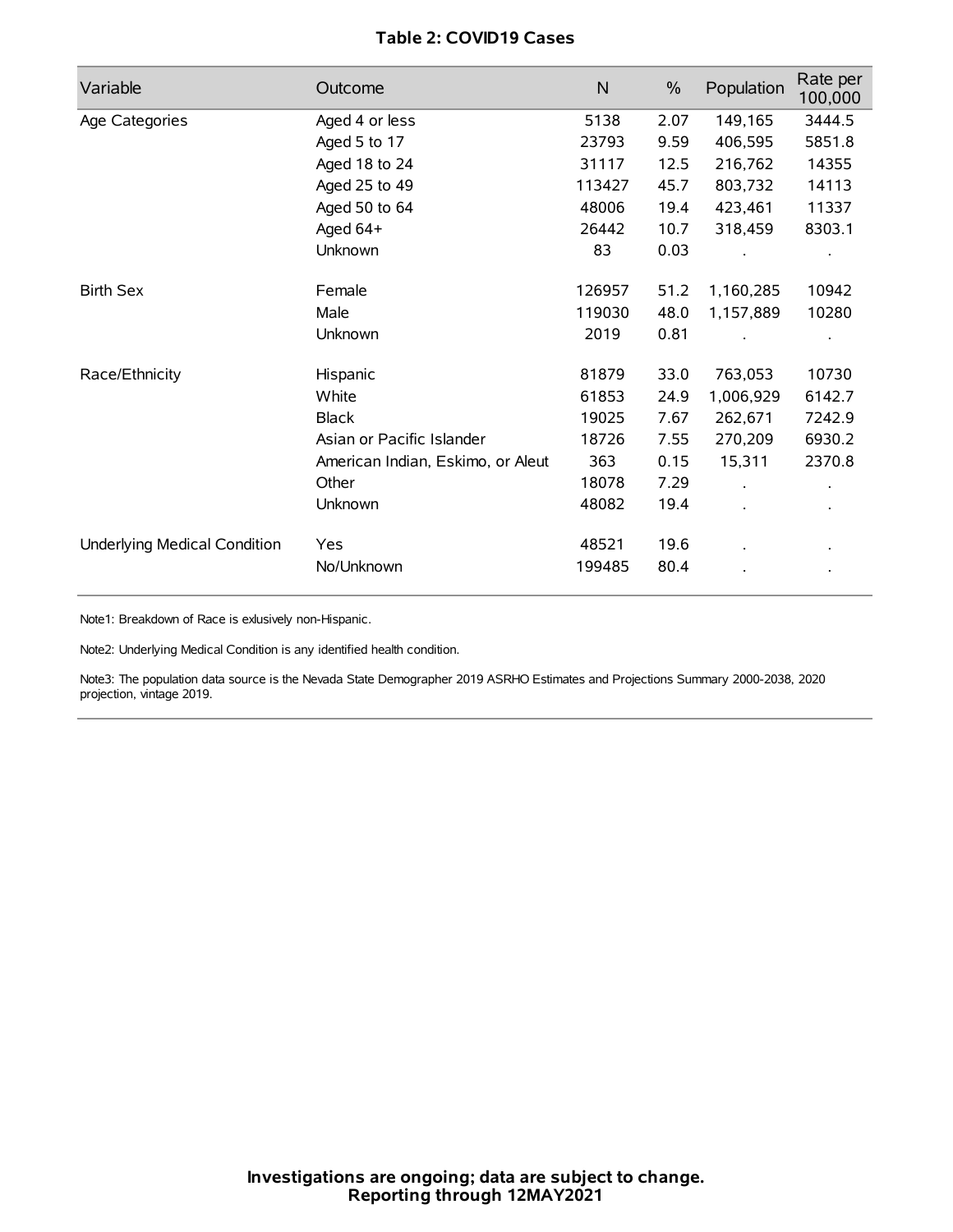# Table 2: COVID19 Cases

| Variable | Outcome | N | % | Population | Rate per 100,000 |
|---|---|---|---|---|---|
| Age Categories | Aged 4 or less | 5138 | 2.07 | 149,165 | 3444.5 |
| | Aged 5 to 17 | 23793 | 9.59 | 406,595 | 5851.8 |
| | Aged 18 to 24 | 31117 | 12.5 | 216,762 | 14355 |
| | Aged 25 to 49 | 113427 | 45.7 | 803,732 | 14113 |
| | Aged 50 to 64 | 48006 | 19.4 | 423,461 | 11337 |
| | Aged 64+ | 26442 | 10.7 | 318,459 | 8303.1 |
| | Unknown | 83 | 0.03 | . | . |
| Birth Sex | Female | 126957 | 51.2 | 1,160,285 | 10942 |
| | Male | 119030 | 48.0 | 1,157,889 | 10280 |
| | Unknown | 2019 | 0.81 | . | . |
| Race/Ethnicity | Hispanic | 81879 | 33.0 | 763,053 | 10730 |
| | White | 61853 | 24.9 | 1,006,929 | 6142.7 |
| | Black | 19025 | 7.67 | 262,671 | 7242.9 |
| | Asian or Pacific Islander | 18726 | 7.55 | 270,209 | 6930.2 |
| | American Indian, Eskimo, or Aleut | 363 | 0.15 | 15,311 | 2370.8 |
| | Other | 18078 | 7.29 | . | . |
| | Unknown | 48082 | 19.4 | . | . |
| Underlying Medical Condition | Yes | 48521 | 19.6 | . | . |
| | No/Unknown | 199485 | 80.4 | . | . |

Note1: Breakdown of Race is exlusively non-Hispanic.

Note2: Underlying Medical Condition is any identified health condition.

Note3: The population data source is the Nevada State Demographer 2019 ASRHO Estimates and Projections Summary 2000-2038, 2020 projection, vintage 2019.

**Investigations are ongoing; data are subject to change.**
**Reporting through 12MAY2021**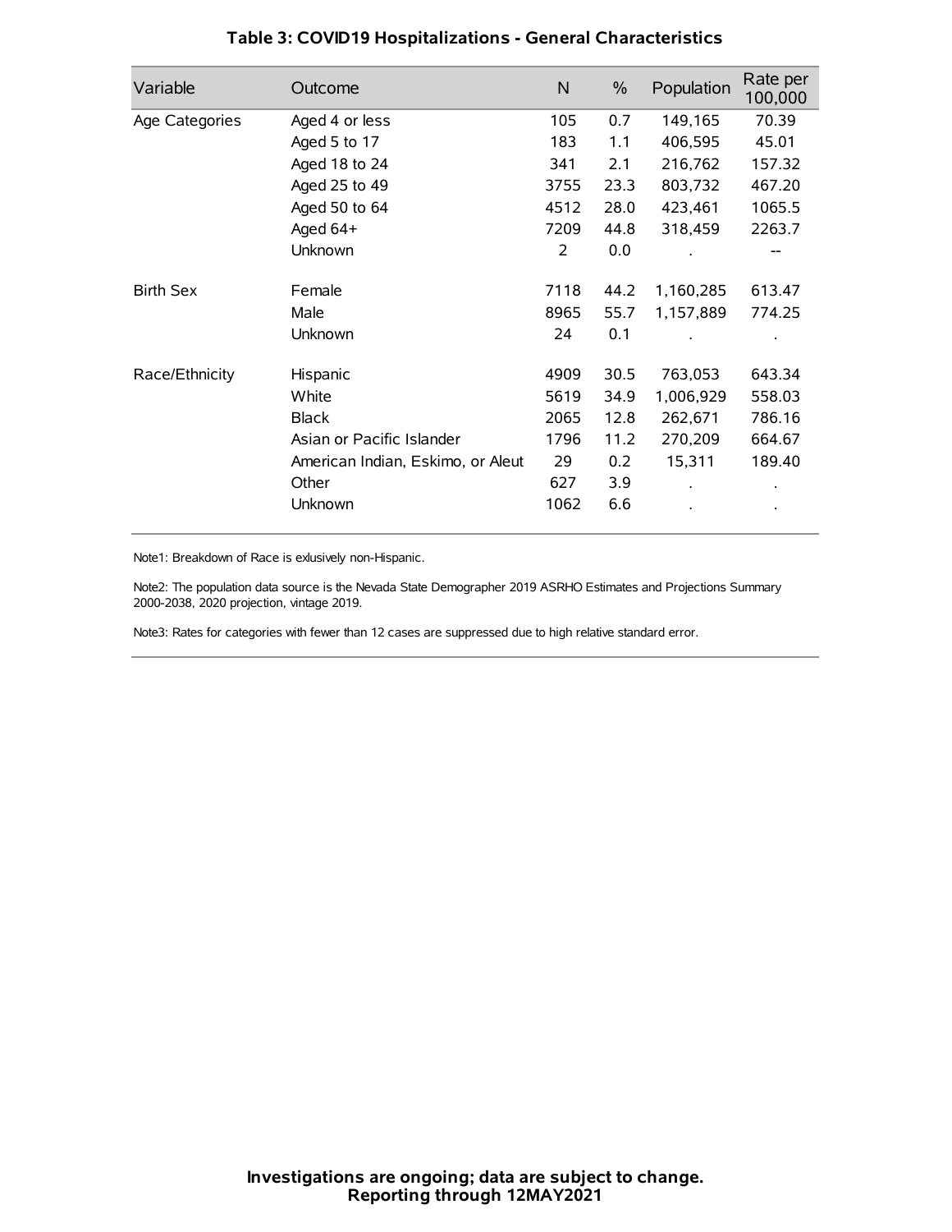## Table 3: COVID19 Hospitalizations - General Characteristics

| Variable | Outcome | N | % | Population | Rate per 100,000 |
|---|---|---|---|---|---|
| Age Categories | Aged 4 or less | 105 | 0.7 | 149,165 | 70.39 |
| | Aged 5 to 17 | 183 | 1.1 | 406,595 | 45.01 |
| | Aged 18 to 24 | 341 | 2.1 | 216,762 | 157.32 |
| | Aged 25 to 49 | 3755 | 23.3 | 803,732 | 467.20 |
| | Aged 50 to 64 | 4512 | 28.0 | 423,461 | 1065.5 |
| | Aged 64+ | 7209 | 44.8 | 318,459 | 2263.7 |
| | Unknown | 2 | 0.0 | . | -- |
| Birth Sex | Female | 7118 | 44.2 | 1,160,285 | 613.47 |
| | Male | 8965 | 55.7 | 1,157,889 | 774.25 |
| | Unknown | 24 | 0.1 | . | . |
| Race/Ethnicity | Hispanic | 4909 | 30.5 | 763,053 | 643.34 |
| | White | 5619 | 34.9 | 1,006,929 | 558.03 |
| | Black | 2065 | 12.8 | 262,671 | 786.16 |
| | Asian or Pacific Islander | 1796 | 11.2 | 270,209 | 664.67 |
| | American Indian, Eskimo, or Aleut | 29 | 0.2 | 15,311 | 189.40 |
| | Other | 627 | 3.9 | . | . |
| | Unknown | 1062 | 6.6 | . | . |

Note1: Breakdown of Race is exlusively non-Hispanic.

Note2: The population data source is the Nevada State Demographer 2019 ASRHO Estimates and Projections Summary 2000-2038, 2020 projection, vintage 2019.

Note3: Rates for categories with fewer than 12 cases are suppressed due to high relative standard error.

**Investigations are ongoing; data are subject to change.**
**Reporting through 12MAY2021**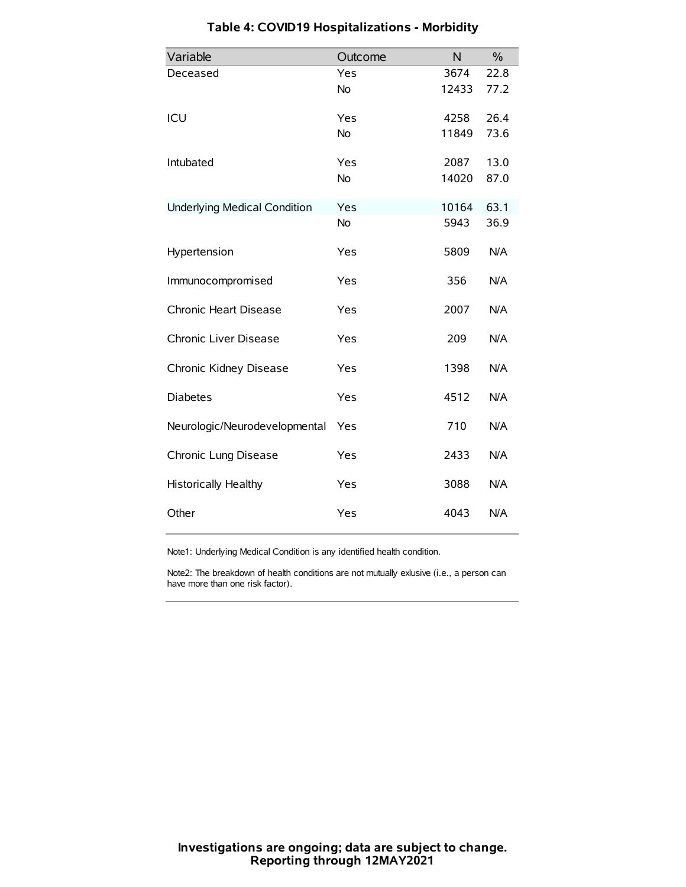# Table 4: COVID19 Hospitalizations - Morbidity

| Variable | Outcome | N | % |
|---|---|---|---|
| Deceased | Yes | 3674 | 22.8 |
| | No | 12433 | 77.2 |
| ICU | Yes | 4258 | 26.4 |
| | No | 11849 | 73.6 |
| Intubated | Yes | 2087 | 13.0 |
| | No | 14020 | 87.0 |
| Underlying Medical Condition | Yes | 10164 | 63.1 |
| | No | 5943 | 36.9 |
| Hypertension | Yes | 5809 | N/A |
| Immunocompromised | Yes | 356 | N/A |
| Chronic Heart Disease | Yes | 2007 | N/A |
| Chronic Liver Disease | Yes | 209 | N/A |
| Chronic Kidney Disease | Yes | 1398 | N/A |
| Diabetes | Yes | 4512 | N/A |
| Neurologic/Neurodevelopmental | Yes | 710 | N/A |
| Chronic Lung Disease | Yes | 2433 | N/A |
| Historically Healthy | Yes | 3088 | N/A |
| Other | Yes | 4043 | N/A |

Note1: Underlying Medical Condition is any identified health condition.

Note2: The breakdown of health conditions are not mutually exlusive (i.e., a person can have more than one risk factor).

**Investigations are ongoing; data are subject to change.**
**Reporting through 12MAY2021**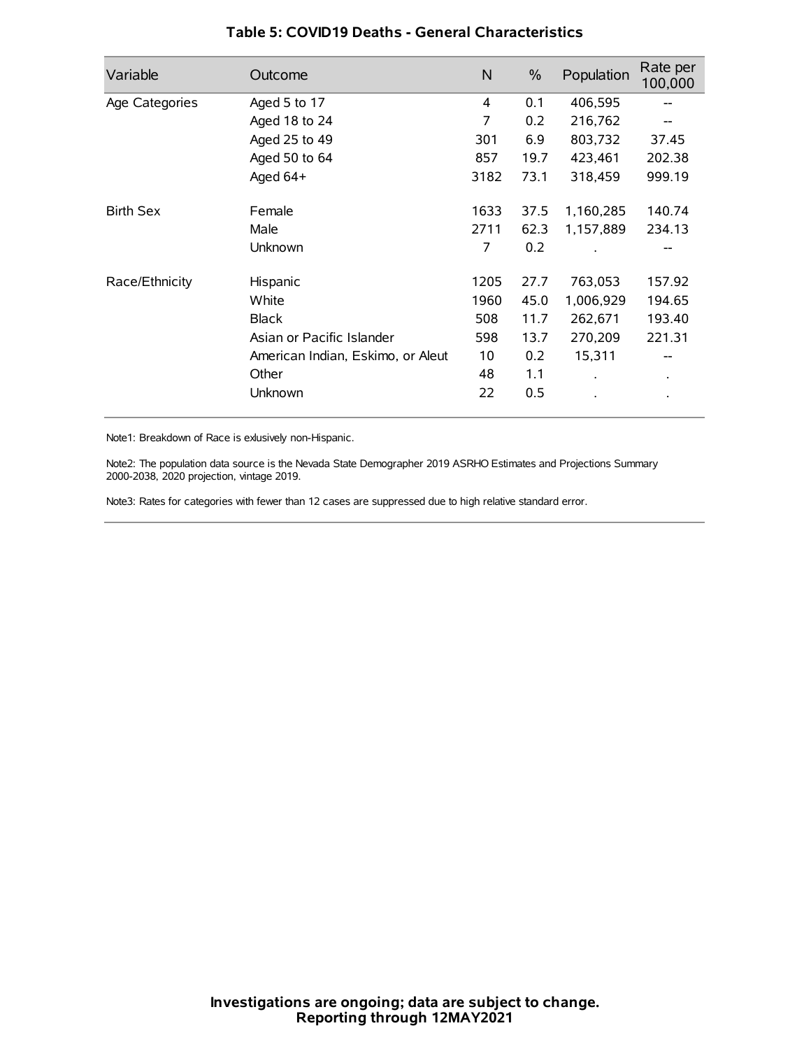### Table 5: COVID19 Deaths - General Characteristics

| Variable | Outcome | N | % | Population | Rate per 100,000 |
|---|---|---|---|---|---|
| Age Categories | Aged 5 to 17 | 4 | 0.1 | 406,595 | -- |
| | Aged 18 to 24 | 7 | 0.2 | 216,762 | -- |
| | Aged 25 to 49 | 301 | 6.9 | 803,732 | 37.45 |
| | Aged 50 to 64 | 857 | 19.7 | 423,461 | 202.38 |
| | Aged 64+ | 3182 | 73.1 | 318,459 | 999.19 |
| Birth Sex | Female | 1633 | 37.5 | 1,160,285 | 140.74 |
| | Male | 2711 | 62.3 | 1,157,889 | 234.13 |
| | Unknown | 7 | 0.2 | . | -- |
| Race/Ethnicity | Hispanic | 1205 | 27.7 | 763,053 | 157.92 |
| | White | 1960 | 45.0 | 1,006,929 | 194.65 |
| | Black | 508 | 11.7 | 262,671 | 193.40 |
| | Asian or Pacific Islander | 598 | 13.7 | 270,209 | 221.31 |
| | American Indian, Eskimo, or Aleut | 10 | 0.2 | 15,311 | -- |
| | Other | 48 | 1.1 | . | . |
| | Unknown | 22 | 0.5 | . | . |

Note1: Breakdown of Race is exlusively non-Hispanic.

Note2: The population data source is the Nevada State Demographer 2019 ASRHO Estimates and Projections Summary 2000-2038, 2020 projection, vintage 2019.

Note3: Rates for categories with fewer than 12 cases are suppressed due to high relative standard error.

**Investigations are ongoing; data are subject to change.**
**Reporting through 12MAY2021**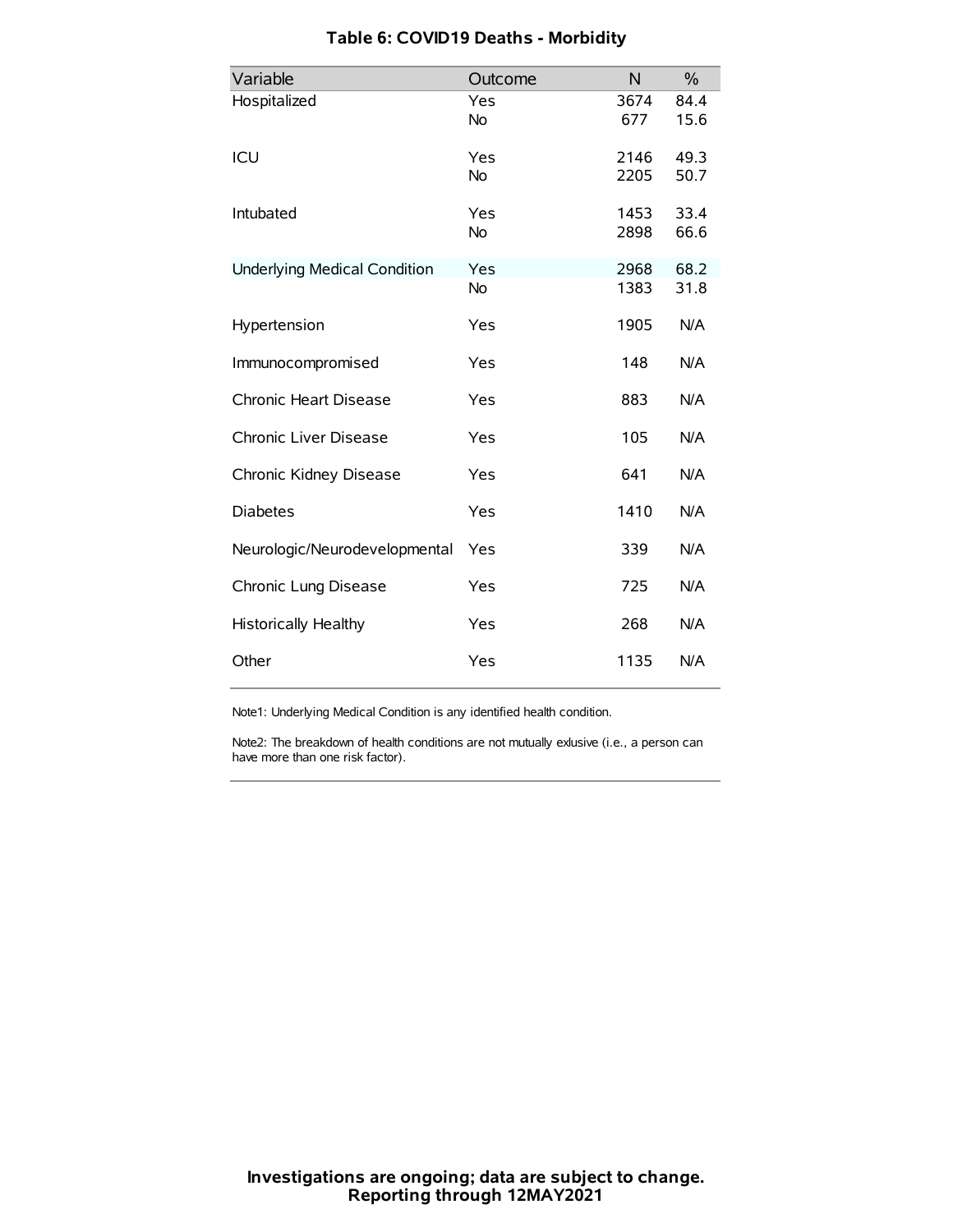# Table 6: COVID19 Deaths - Morbidity

| Variable | Outcome | N | % |
|---|---|---|---|
| Hospitalized | Yes | 3674 | 84.4 |
| | No | 677 | 15.6 |
| ICU | Yes | 2146 | 49.3 |
| | No | 2205 | 50.7 |
| Intubated | Yes | 1453 | 33.4 |
| | No | 2898 | 66.6 |
| Underlying Medical Condition | Yes | 2968 | 68.2 |
| | No | 1383 | 31.8 |
| Hypertension | Yes | 1905 | N/A |
| Immunocompromised | Yes | 148 | N/A |
| Chronic Heart Disease | Yes | 883 | N/A |
| Chronic Liver Disease | Yes | 105 | N/A |
| Chronic Kidney Disease | Yes | 641 | N/A |
| Diabetes | Yes | 1410 | N/A |
| Neurologic/Neurodevelopmental | Yes | 339 | N/A |
| Chronic Lung Disease | Yes | 725 | N/A |
| Historically Healthy | Yes | 268 | N/A |
| Other | Yes | 1135 | N/A |

Note1: Underlying Medical Condition is any identified health condition.

Note2: The breakdown of health conditions are not mutually exlusive (i.e., a person can have more than one risk factor).

**Investigations are ongoing; data are subject to change.**
**Reporting through 12MAY2021**